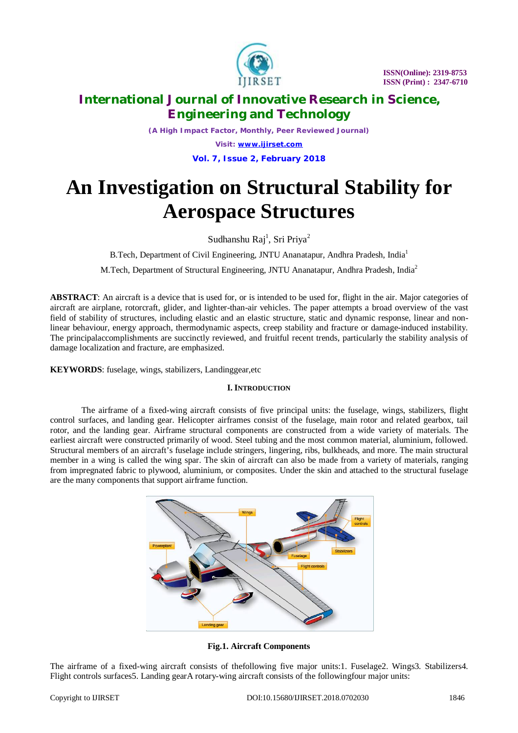# An Investigation on Structural Stability for Aerospace Structures

Sudhanshu Raj[1], Sri Priya[2]

B.Tech, Department of Civil Engineering, JNTU Ananatapur, Andhra Pradesh, India[1]

M.Tech, Department of Structural Engineering, JNTU Ananatapur, Andhra Pradesh, India[2]

**ABSTRACT**: An aircraft is a device that is used for, or is intended to be used for, flight in the air. Major categories of aircraft are airplane, rotorcraft, glider, and lighter-than-air vehicles. The paper attempts a broad overview of the vast field of stability of structures, including elastic and an elastic structure, static and dynamic response, linear and non-linear behaviour, energy approach, thermodynamic aspects, creep stability and fracture or damage-induced instability. The principalaccomplishments are succinctly reviewed, and fruitful recent trends, particularly the stability analysis of damage localization and fracture, are emphasized.

**KEYWORDS**: fuselage, wings, stabilizers, Landinggear,etc

## I. INTRODUCTION

The airframe of a fixed-wing aircraft consists of five principal units: the fuselage, wings, stabilizers, flight control surfaces, and landing gear. Helicopter airframes consist of the fuselage, main rotor and related gearbox, tail rotor, and the landing gear. Airframe structural components are constructed from a wide variety of materials. The earliest aircraft were constructed primarily of wood. Steel tubing and the most common material, aluminium, followed. Structural members of an aircraft's fuselage include stringers, lingering, ribs, bulkheads, and more. The main structural member in a wing is called the wing spar. The skin of aircraft can also be made from a variety of materials, ranging from impregnated fabric to plywood, aluminium, or composites. Under the skin and attached to the structural fuselage are the many components that support airframe function.

**Fig.1. Aircraft Components**

The airframe of a fixed-wing aircraft consists of thefollowing five major units:1. Fuselage2. Wings3. Stabilizers4. Flight controls surfaces5. Landing gearA rotary-wing aircraft consists of the followingfour major units: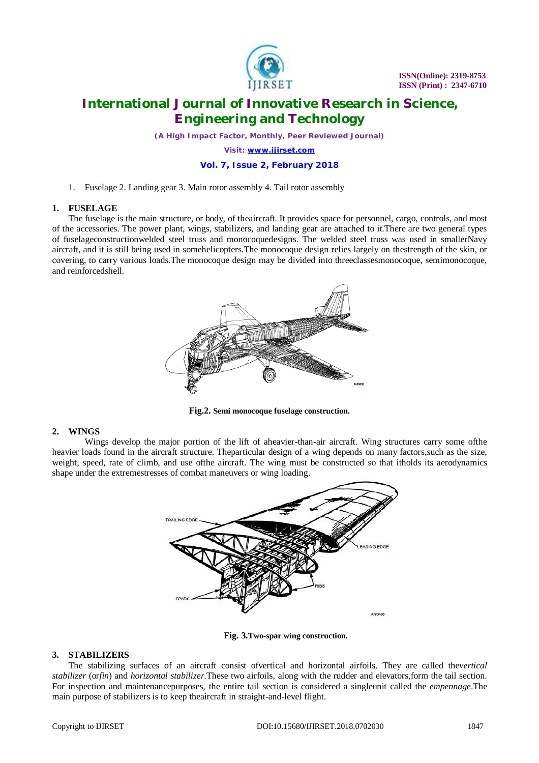1. Fuselage 2. Landing gear 3. Main rotor assembly 4. Tail rotor assembly

## 1. FUSELAGE

The fuselage is the main structure, or body, of theaircraft. It provides space for personnel, cargo, controls, and most of the accessories. The power plant, wings, stabilizers, and landing gear are attached to it.There are two general types of fuselageconstructionwelded steel truss and monocoquedesigns. The welded steel truss was used in smallerNavy aircraft, and it is still being used in somehelicopters.The monocoque design relies largely on thestrength of the skin, or covering, to carry various loads.The monocoque design may be divided into threeclassesmonocoque, semimonocoque, and reinforcedshell.

**Fig.2. Semi monocoque fuselage construction.**

## 2. WINGS

Wings develop the major portion of the lift of aheavier-than-air aircraft. Wing structures carry some ofthe heavier loads found in the aircraft structure. Theparticular design of a wing depends on many factors,such as the size, weight, speed, rate of climb, and use ofthe aircraft. The wing must be constructed so that itholds its aerodynamics shape under the extremestresses of combat maneuvers or wing loading.

**Fig. 3.Two-spar wing construction.**

## 3. STABILIZERS

The stabilizing surfaces of an aircraft consist ofvertical and horizontal airfoils. They are called the*vertical stabilizer* (or*fin*) and *horizontal stabilizer*.These two airfoils, along with the rudder and elevators,form the tail section. For inspection and maintenancepurposes, the entire tail section is considered a singleunit called the *empennage*.The main purpose of stabilizers is to keep theaircraft in straight-and-level flight.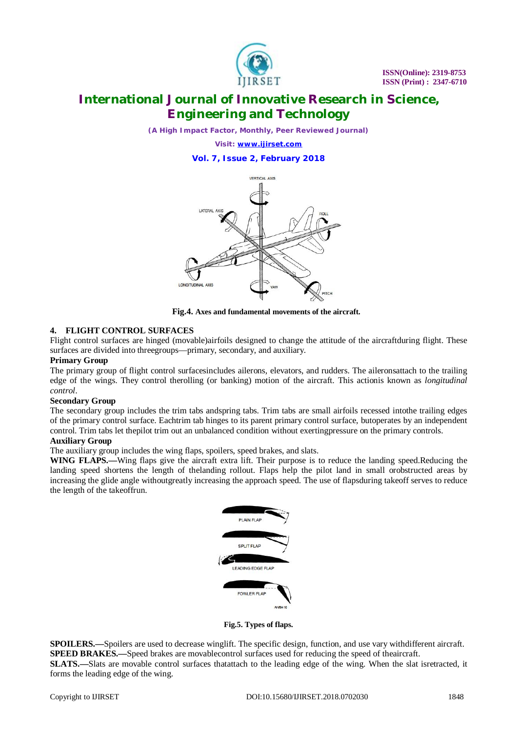Fig.4. Axes and fundamental movements of the aircraft.

## 4. FLIGHT CONTROL SURFACES

Flight control surfaces are hinged (movable)airfoils designed to change the attitude of the aircraftduring flight. These surfaces are divided into threegroups—primary, secondary, and auxiliary.

### Primary Group

The primary group of flight control surfacesincludes ailerons, elevators, and rudders. The aileronsattach to the trailing edge of the wings. They control therolling (or banking) motion of the aircraft. This actionis known as *longitudinal control*.

### Secondary Group

The secondary group includes the trim tabs andspring tabs. Trim tabs are small airfoils recessed intothe trailing edges of the primary control surface. Eachtrim tab hinges to its parent primary control surface, butoperates by an independent control. Trim tabs let thepilot trim out an unbalanced condition without exertingpressure on the primary controls.

### Auxiliary Group

The auxiliary group includes the wing flaps, spoilers, speed brakes, and slats.

**WING FLAPS.—**Wing flaps give the aircraft extra lift. Their purpose is to reduce the landing speed.Reducing the landing speed shortens the length of thelanding rollout. Flaps help the pilot land in small orobstructed areas by increasing the glide angle withoutgreatly increasing the approach speed. The use of flapsduring takeoff serves to reduce the length of the takeoffrun.

Fig.5. Types of flaps.

**SPOILERS.—**Spoilers are used to decrease winglift. The specific design, function, and use vary withdifferent aircraft.

**SPEED BRAKES.—**Speed brakes are movablecontrol surfaces used for reducing the speed of theaircraft.

**SLATS.—**Slats are movable control surfaces thatattach to the leading edge of the wing. When the slat isretracted, it forms the leading edge of the wing.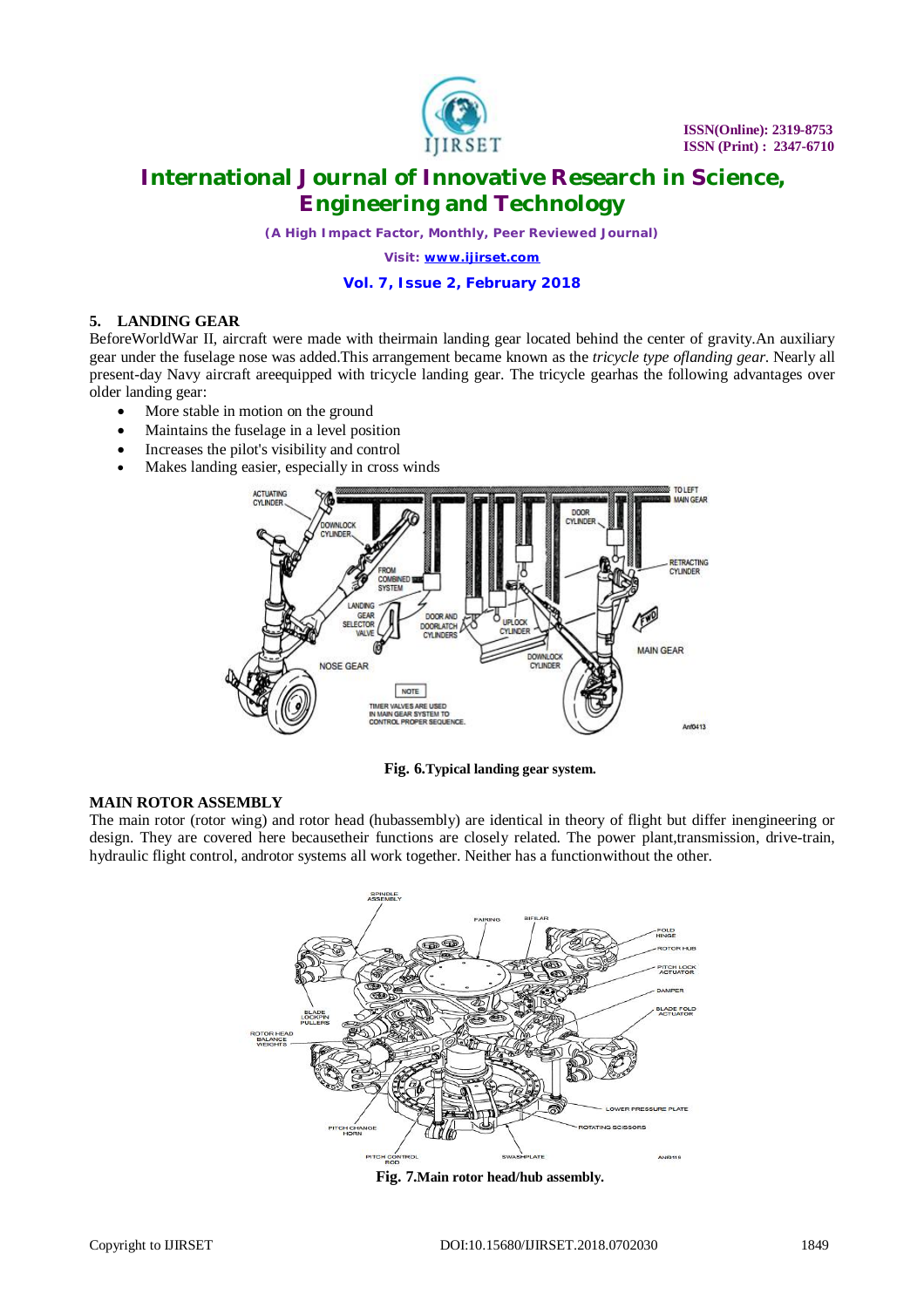## 5. LANDING GEAR

BeforeWorldWar II, aircraft were made with theirmain landing gear located behind the center of gravity.An auxiliary gear under the fuselage nose was added.This arrangement became known as the *tricycle type oflanding gear*. Nearly all present-day Navy aircraft areequipped with tricycle landing gear. The tricycle gearhas the following advantages over older landing gear:

- More stable in motion on the ground
- Maintains the fuselage in a level position
- Increases the pilot's visibility and control
- Makes landing easier, especially in cross winds

**Fig. 6.Typical landing gear system.**

### MAIN ROTOR ASSEMBLY

The main rotor (rotor wing) and rotor head (hubassembly) are identical in theory of flight but differ inengineering or design. They are covered here becausetheir functions are closely related. The power plant,transmission, drive-train, hydraulic flight control, androtor systems all work together. Neither has a functionwithout the other.

**Fig. 7.Main rotor head/hub assembly.**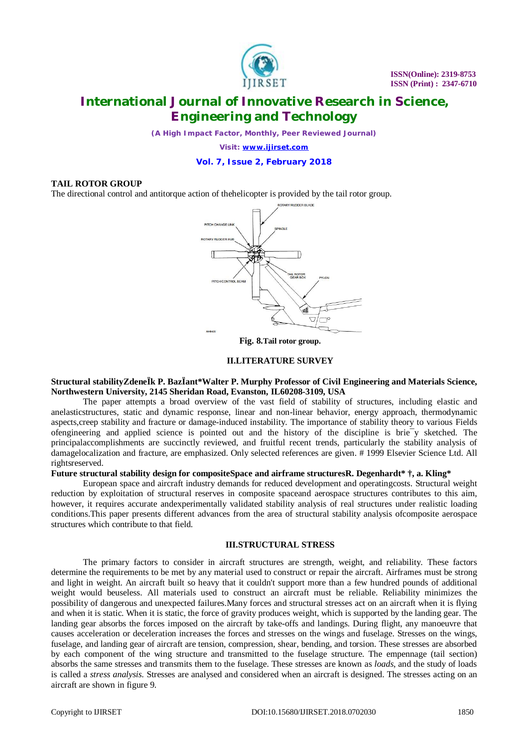**TAIL ROTOR GROUP**

The directional control and antitorque action of thehelicopter is provided by the tail rotor group.

**Fig. 8.Tail rotor group.**

## II.LITERATURE SURVEY

**Structural stabilityZdeneĬk P. BazĬant*Walter P. Murphy Professor of Civil Engineering and Materials Science, Northwestern University, 2145 Sheridan Road, Evanston, IL60208-3109, USA**

The paper attempts a broad overview of the vast field of stability of structures, including elastic and anelasticstructures, static and dynamic response, linear and non-linear behavior, energy approach, thermodynamic aspects,creep stability and fracture or damage-induced instability. The importance of stability theory to various Fields ofengineering and applied science is pointed out and the history of the discipline is brie¯y sketched. The principalaccomplishments are succinctly reviewed, and fruitful recent trends, particularly the stability analysis of damagelocalization and fracture, are emphasized. Only selected references are given. # 1999 Elsevier Science Ltd. All rightsreserved.

**Future structural stability design for compositeSpace and airframe structuresR. Degenhardt* †, a. Kling***

European space and aircraft industry demands for reduced development and operatingcosts. Structural weight reduction by exploitation of structural reserves in composite spaceand aerospace structures contributes to this aim, however, it requires accurate andexperimentally validated stability analysis of real structures under realistic loading conditions.This paper presents different advances from the area of structural stability analysis ofcomposite aerospace structures which contribute to that field.

## III.STRUCTURAL STRESS

The primary factors to consider in aircraft structures are strength, weight, and reliability. These factors determine the requirements to be met by any material used to construct or repair the aircraft. Airframes must be strong and light in weight. An aircraft built so heavy that it couldn't support more than a few hundred pounds of additional weight would beuseless. All materials used to construct an aircraft must be reliable. Reliability minimizes the possibility of dangerous and unexpected failures.Many forces and structural stresses act on an aircraft when it is flying and when it is static. When it is static, the force of gravity produces weight, which is supported by the landing gear. The landing gear absorbs the forces imposed on the aircraft by take-offs and landings. During flight, any manoeuvre that causes acceleration or deceleration increases the forces and stresses on the wings and fuselage. Stresses on the wings, fuselage, and landing gear of aircraft are tension, compression, shear, bending, and torsion. These stresses are absorbed by each component of the wing structure and transmitted to the fuselage structure. The empennage (tail section) absorbs the same stresses and transmits them to the fuselage. These stresses are known as *loads*, and the study of loads is called a *stress analysis.* Stresses are analysed and considered when an aircraft is designed. The stresses acting on an aircraft are shown in figure 9.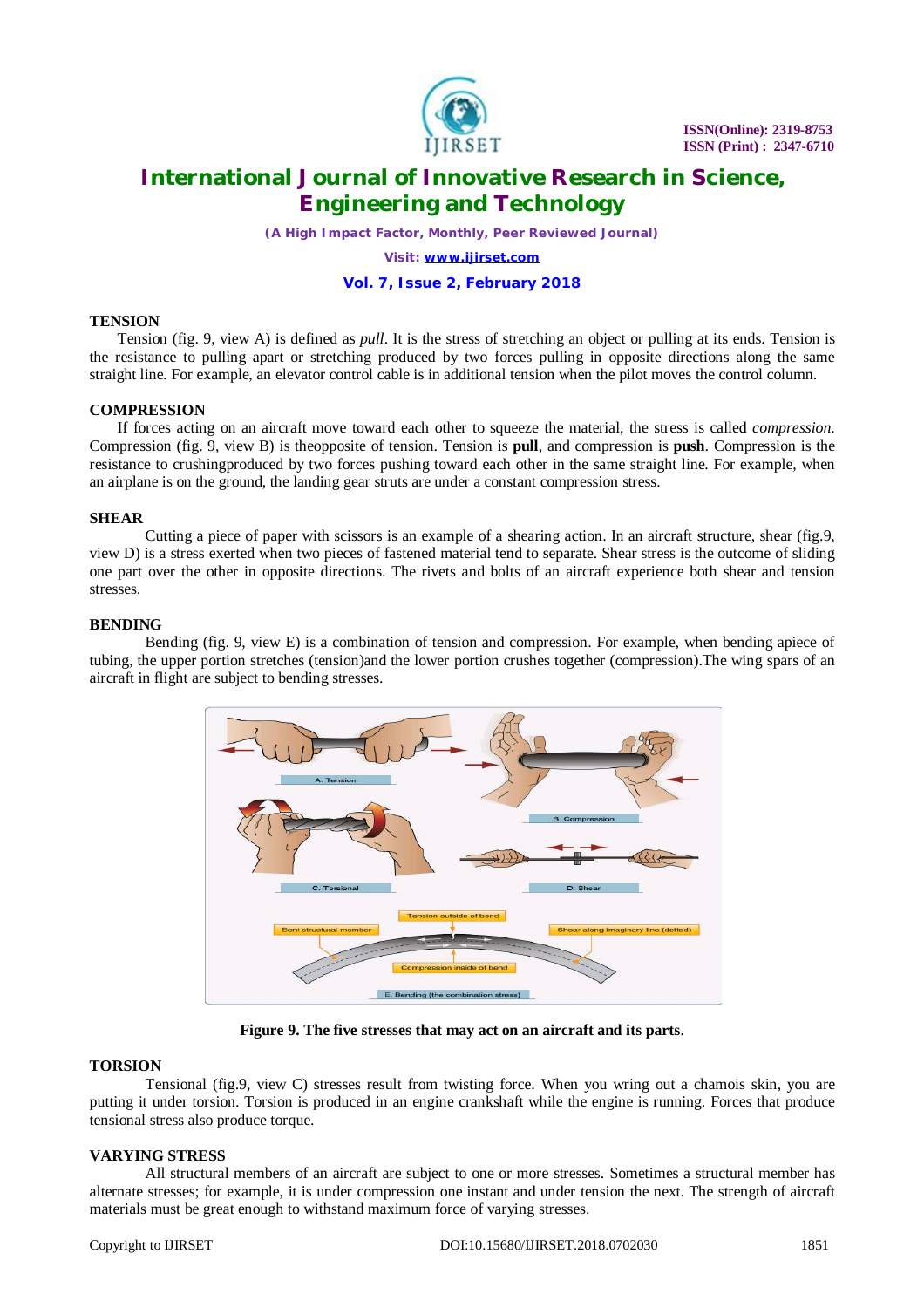## TENSION

Tension (fig. 9, view A) is defined as *pull*. It is the stress of stretching an object or pulling at its ends. Tension is the resistance to pulling apart or stretching produced by two forces pulling in opposite directions along the same straight line. For example, an elevator control cable is in additional tension when the pilot moves the control column.

## COMPRESSION

If forces acting on an aircraft move toward each other to squeeze the material, the stress is called *compression*. Compression (fig. 9, view B) is theopposite of tension. Tension is **pull**, and compression is **push**. Compression is the resistance to crushingproduced by two forces pushing toward each other in the same straight line. For example, when an airplane is on the ground, the landing gear struts are under a constant compression stress.

## SHEAR

Cutting a piece of paper with scissors is an example of a shearing action. In an aircraft structure, shear (fig.9, view D) is a stress exerted when two pieces of fastened material tend to separate. Shear stress is the outcome of sliding one part over the other in opposite directions. The rivets and bolts of an aircraft experience both shear and tension stresses.

## BENDING

Bending (fig. 9, view E) is a combination of tension and compression. For example, when bending apiece of tubing, the upper portion stretches (tension)and the lower portion crushes together (compression).The wing spars of an aircraft in flight are subject to bending stresses.

**Figure 9. The five stresses that may act on an aircraft and its parts**.

## TORSION

Tensional (fig.9, view C) stresses result from twisting force. When you wring out a chamois skin, you are putting it under torsion. Torsion is produced in an engine crankshaft while the engine is running. Forces that produce tensional stress also produce torque.

## VARYING STRESS

All structural members of an aircraft are subject to one or more stresses. Sometimes a structural member has alternate stresses; for example, it is under compression one instant and under tension the next. The strength of aircraft materials must be great enough to withstand maximum force of varying stresses.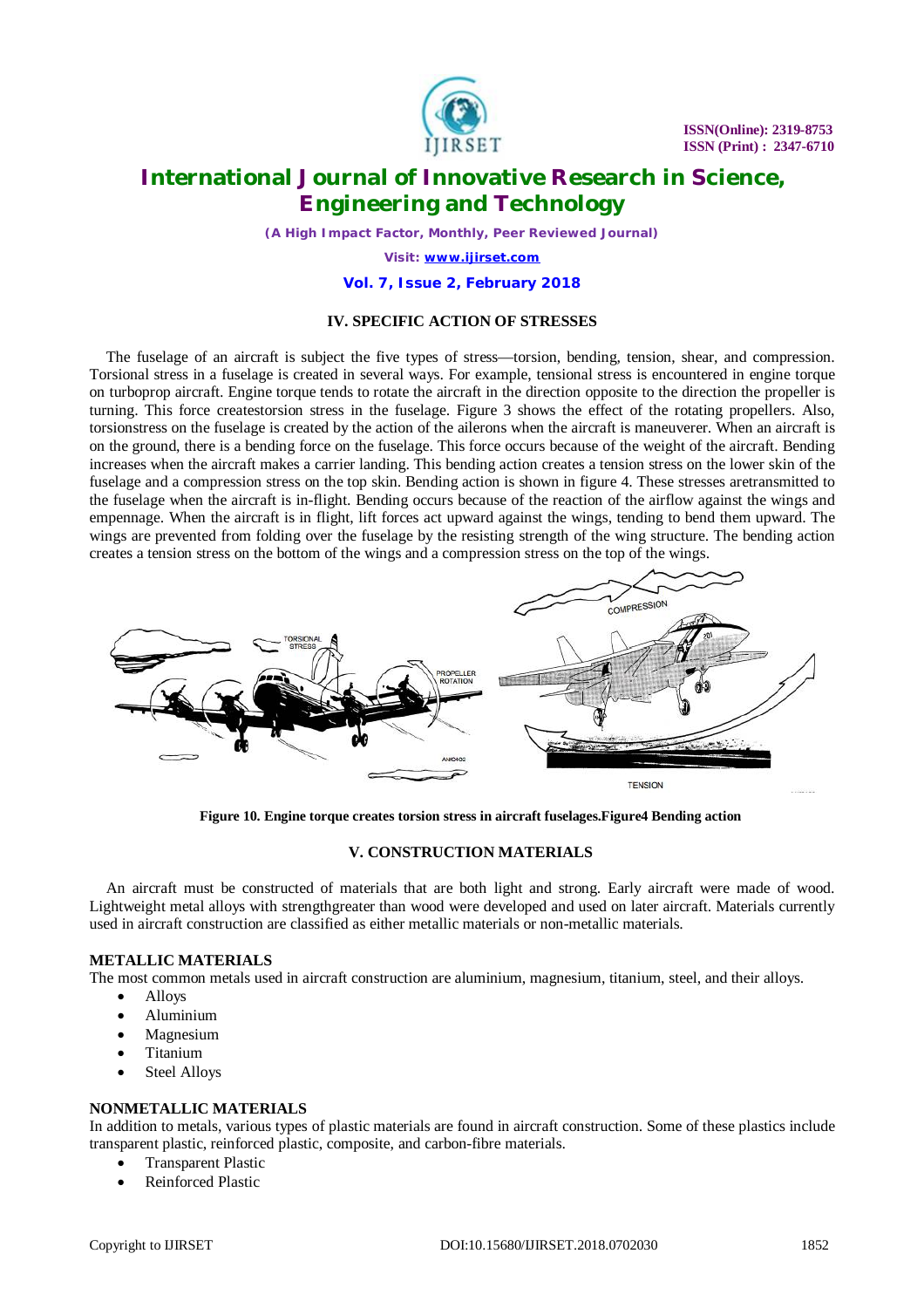## IV. SPECIFIC ACTION OF STRESSES

The fuselage of an aircraft is subject the five types of stress—torsion, bending, tension, shear, and compression. Torsional stress in a fuselage is created in several ways. For example, tensional stress is encountered in engine torque on turboprop aircraft. Engine torque tends to rotate the aircraft in the direction opposite to the direction the propeller is turning. This force createstorsion stress in the fuselage. Figure 3 shows the effect of the rotating propellers. Also, torsionstress on the fuselage is created by the action of the ailerons when the aircraft is maneuverer. When an aircraft is on the ground, there is a bending force on the fuselage. This force occurs because of the weight of the aircraft. Bending increases when the aircraft makes a carrier landing. This bending action creates a tension stress on the lower skin of the fuselage and a compression stress on the top skin. Bending action is shown in figure 4. These stresses aretransmitted to the fuselage when the aircraft is in-flight. Bending occurs because of the reaction of the airflow against the wings and empennage. When the aircraft is in flight, lift forces act upward against the wings, tending to bend them upward. The wings are prevented from folding over the fuselage by the resisting strength of the wing structure. The bending action creates a tension stress on the bottom of the wings and a compression stress on the top of the wings.

**Figure 10. Engine torque creates torsion stress in aircraft fuselages.Figure4 Bending action**

## V. CONSTRUCTION MATERIALS

An aircraft must be constructed of materials that are both light and strong. Early aircraft were made of wood. Lightweight metal alloys with strengthgreater than wood were developed and used on later aircraft. Materials currently used in aircraft construction are classified as either metallic materials or non-metallic materials.

### METALLIC MATERIALS

The most common metals used in aircraft construction are aluminium, magnesium, titanium, steel, and their alloys.

- Alloys
- Aluminium
- Magnesium
- Titanium
- Steel Alloys

### NONMETALLIC MATERIALS

In addition to metals, various types of plastic materials are found in aircraft construction. Some of these plastics include transparent plastic, reinforced plastic, composite, and carbon-fibre materials.

- Transparent Plastic
- Reinforced Plastic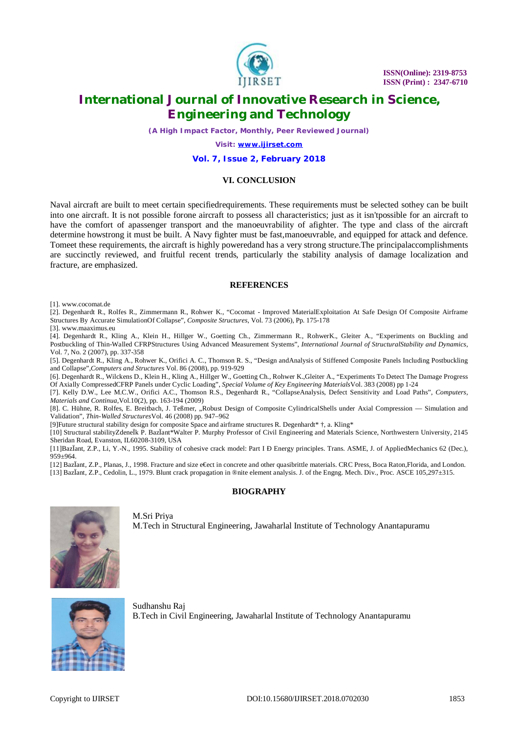## VI. CONCLUSION

Naval aircraft are built to meet certain specifiedrequirements. These requirements must be selected sothey can be built into one aircraft. It is not possible forone aircraft to possess all characteristics; just as it isn'tpossible for an aircraft to have the comfort of apassenger transport and the manoeuvrability of afighter. The type and class of the aircraft determine howstrong it must be built. A Navy fighter must be fast,manoeuvrable, and equipped for attack and defence. Tomeet these requirements, the aircraft is highly poweredand has a very strong structure.The principalaccomplishments are succinctly reviewed, and fruitful recent trends, particularly the stability analysis of damage localization and fracture, are emphasized.

## REFERENCES

[1]. www.cocomat.de

[2]. Degenhardt R., Rolfes R., Zimmermann R., Rohwer K., "Cocomat - Improved MaterialExploitation At Safe Design Of Composite Airframe Structures By Accurate SimulationOf Collapse", *Composite Structures*, Vol. 73 (2006), Pp. 175-178

[3]. www.maaximus.eu

[4]. Degenhardt R., Kling A., Klein H., Hillger W., Goetting Ch., Zimmermann R., RohwerK., Gleiter A., "Experiments on Buckling and Postbuckling of Thin-Walled CFRPStructures Using Advanced Measurement Systems", *International Journal of StructuralStability and Dynamics*, Vol. 7, No. 2 (2007), pp. 337-358

[5]. Degenhardt R., Kling A., Rohwer K., Orifici A. C., Thomson R. S., "Design andAnalysis of Stiffened Composite Panels Including Postbuckling and Collapse",*Computers and Structures* Vol. 86 (2008), pp. 919-929

[6]. Degenhardt R., Wilckens D., Klein H., Kling A., Hillger W., Goetting Ch., Rohwer K.,Gleiter A., "Experiments To Detect The Damage Progress Of Axially CompressedCFRP Panels under Cyclic Loading", *Special Volume of Key Engineering Materials*Vol. 383 (2008) pp 1-24

[7]. Kelly D.W., Lee M.C.W., Orifici A.C., Thomson R.S., Degenhardt R., "CollapseAnalysis, Defect Sensitivity and Load Paths", *Computers, Materials and Continua*,Vol.10(2), pp. 163-194 (2009)

[8]. C. Hühne, R. Rolfes, E. Breitbach, J. Teßmer, „Robust Design of Composite CylindricalShells under Axial Compression — Simulation and Validation", *Thin-Walled Structures*Vol. 46 (2008) pp. 947–962

[9]Future structural stability design for composite Space and airframe structures R. Degenhardt* †, a. Kling*

[10] Structural stabilityZdeneĬk P. BazĬant*Walter P. Murphy Professor of Civil Engineering and Materials Science, Northwestern University, 2145 Sheridan Road, Evanston, IL60208-3109, USA

[11]BazĬant, Z.P., Li, Y.-N., 1995. Stability of cohesive crack model: Part I Ð Energy principles. Trans. ASME, J. of AppliedMechanics 62 (Dec.), 959±964.

[12] BazĬant, Z.P., Planas, J., 1998. Fracture and size e€ect in concrete and other quasibrittle materials. CRC Press, Boca Raton,Florida, and London.

[13] BazĬant, Z.P., Cedolin, L., 1979. Blunt crack propagation in ®nite element analysis. J. of the Engng. Mech. Div., Proc. ASCE 105,297±315.

## BIOGRAPHY

M.Sri Priya
M.Tech in Structural Engineering, Jawaharlal Institute of Technology Anantapuramu

Sudhanshu Raj
B.Tech in Civil Engineering, Jawaharlal Institute of Technology Anantapuramu